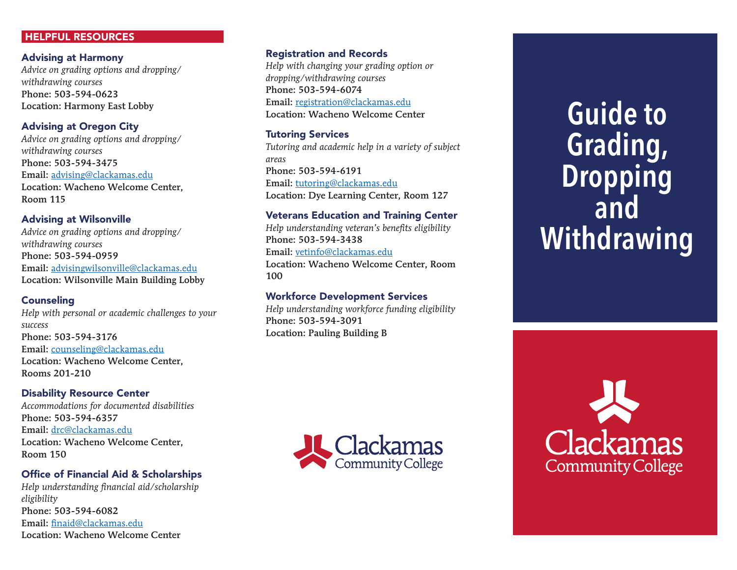## HELPFUL RESOURCES

### Advising at Harmony

*Advice on grading options and dropping/withdrawing courses*

**Phone: 503-594-0623**
**Location: Harmony East Lobby**

### Advising at Oregon City

*Advice on grading options and dropping/withdrawing courses*

**Phone: 503-594-3475**
**Email: advising@clackamas.edu**
**Location: Wacheno Welcome Center, Room 115**

### Advising at Wilsonville

*Advice on grading options and dropping/withdrawing courses*

**Phone: 503-594-0959**
**Email: advisingwilsonville@clackamas.edu**
**Location: Wilsonville Main Building Lobby**

### Counseling

*Help with personal or academic challenges to your success*

**Phone: 503-594-3176**
**Email: counseling@clackamas.edu**
**Location: Wacheno Welcome Center, Rooms 201-210**

### Disability Resource Center

*Accommodations for documented disabilities*

**Phone: 503-594-6357**
**Email: drc@clackamas.edu**
**Location: Wacheno Welcome Center, Room 150**

### Office of Financial Aid & Scholarships

*Help understanding financial aid/scholarship eligibility*

**Phone: 503-594-6082**
**Email: finaid@clackamas.edu**
**Location: Wacheno Welcome Center**

### Registration and Records

*Help with changing your grading option or dropping/withdrawing courses*

**Phone: 503-594-6074**
**Email: registration@clackamas.edu**
**Location: Wacheno Welcome Center**

### Tutoring Services

*Tutoring and academic help in a variety of subject areas*

**Phone: 503-594-6191**
**Email: tutoring@clackamas.edu**
**Location: Dye Learning Center, Room 127**

### Veterans Education and Training Center

*Help understanding veteran's benefits eligibility*

**Phone: 503-594-3438**
**Email: vetinfo@clackamas.edu**
**Location: Wacheno Welcome Center, Room 100**

### Workforce Development Services

*Help understanding workforce funding eligibility*

**Phone: 503-594-3091**
**Location: Pauling Building B**

Clackamas Community College

# Guide to Grading, Dropping and Withdrawing

Clackamas Community College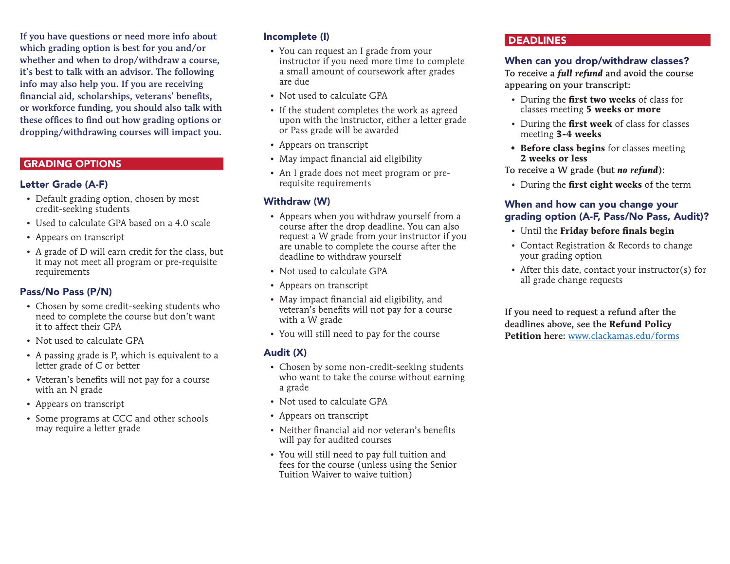**If you have questions or need more info about which grading option is best for you and/or whether and when to drop/withdraw a course, it's best to talk with an advisor. The following info may also help you. If you are receiving financial aid, scholarships, veterans' benefits, or workforce funding, you should also talk with these offices to find out how grading options or dropping/withdrawing courses will impact you.**

## GRADING OPTIONS

### Letter Grade (A-F)

- Default grading option, chosen by most credit-seeking students
- Used to calculate GPA based on a 4.0 scale
- Appears on transcript
- A grade of D will earn credit for the class, but it may not meet all program or pre-requisite requirements

### Pass/No Pass (P/N)

- Chosen by some credit-seeking students who need to complete the course but don't want it to affect their GPA
- Not used to calculate GPA
- A passing grade is P, which is equivalent to a letter grade of C or better
- Veteran's benefits will not pay for a course with an N grade
- Appears on transcript
- Some programs at CCC and other schools may require a letter grade

### Incomplete (I)

- You can request an I grade from your instructor if you need more time to complete a small amount of coursework after grades are due
- Not used to calculate GPA
- If the student completes the work as agreed upon with the instructor, either a letter grade or Pass grade will be awarded
- Appears on transcript
- May impact financial aid eligibility
- An I grade does not meet program or pre-requisite requirements

### Withdraw (W)

- Appears when you withdraw yourself from a course after the drop deadline. You can also request a W grade from your instructor if you are unable to complete the course after the deadline to withdraw yourself
- Not used to calculate GPA
- Appears on transcript
- May impact financial aid eligibility, and veteran's benefits will not pay for a course with a W grade
- You will still need to pay for the course

### Audit (X)

- Chosen by some non-credit-seeking students who want to take the course without earning a grade
- Not used to calculate GPA
- Appears on transcript
- Neither financial aid nor veteran's benefits will pay for audited courses
- You will still need to pay full tuition and fees for the course (unless using the Senior Tuition Waiver to waive tuition)

## DEADLINES

### When can you drop/withdraw classes?

**To receive a *full refund* and avoid the course appearing on your transcript:**

- During the **first two weeks** of class for classes meeting **5 weeks or more**
- During the **first week** of class for classes meeting **3-4 weeks**
- **Before class begins** for classes meeting **2 weeks or less**

**To receive a W grade (but *no refund*):**

- During the **first eight weeks** of the term

### When and how can you change your grading option (A-F, Pass/No Pass, Audit)?

- Until the **Friday before finals begin**
- Contact Registration & Records to change your grading option
- After this date, contact your instructor(s) for all grade change requests

**If you need to request a refund after the deadlines above, see the Refund Policy Petition here:** www.clackamas.edu/forms